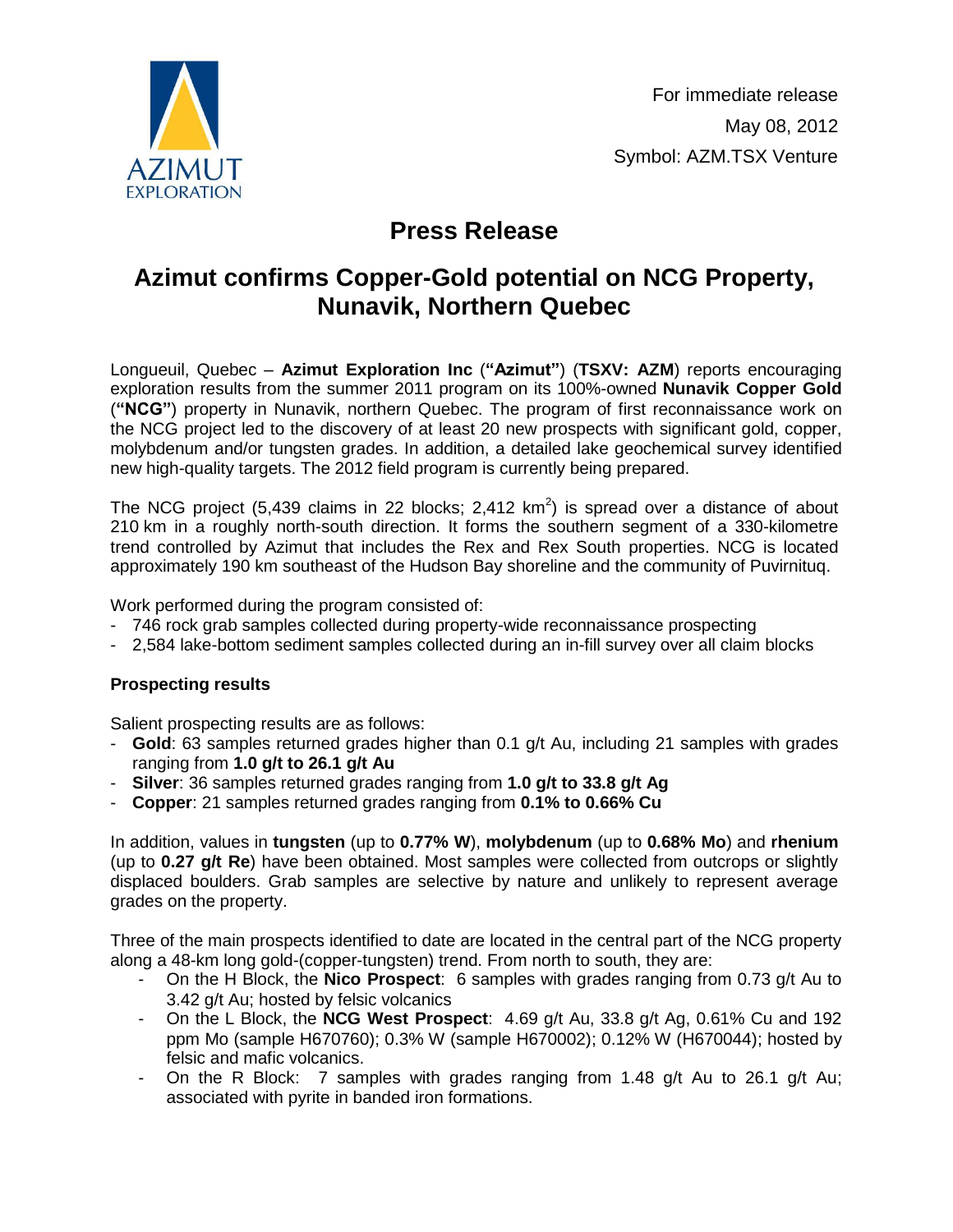For immediate release

May 08, 2012

Symbol: AZM.TSX Venture

# Press Release

## Azimut confirms Copper-Gold potential on NCG Property, Nunavik, Northern Quebec

Longueuil, Quebec – **Azimut Exploration Inc** (**"Azimut"**) (**TSXV: AZM**) reports encouraging exploration results from the summer 2011 program on its 100%-owned **Nunavik Copper Gold** (**"NCG"**) property in Nunavik, northern Quebec. The program of first reconnaissance work on the NCG project led to the discovery of at least 20 new prospects with significant gold, copper, molybdenum and/or tungsten grades. In addition, a detailed lake geochemical survey identified new high-quality targets. The 2012 field program is currently being prepared.

The NCG project (5,439 claims in 22 blocks; 2,412 km$^2$) is spread over a distance of about 210 km in a roughly north-south direction. It forms the southern segment of a 330-kilometre trend controlled by Azimut that includes the Rex and Rex South properties. NCG is located approximately 190 km southeast of the Hudson Bay shoreline and the community of Puvirnituq.

Work performed during the program consisted of:

- 746 rock grab samples collected during property-wide reconnaissance prospecting
- 2,584 lake-bottom sediment samples collected during an in-fill survey over all claim blocks

**Prospecting results**

Salient prospecting results are as follows:

- **Gold**: 63 samples returned grades higher than 0.1 g/t Au, including 21 samples with grades ranging from **1.0 g/t to 26.1 g/t Au**
- **Silver**: 36 samples returned grades ranging from **1.0 g/t to 33.8 g/t Ag**
- **Copper**: 21 samples returned grades ranging from **0.1% to 0.66% Cu**

In addition, values in **tungsten** (up to **0.77% W**), **molybdenum** (up to **0.68% Mo**) and **rhenium** (up to **0.27 g/t Re**) have been obtained. Most samples were collected from outcrops or slightly displaced boulders. Grab samples are selective by nature and unlikely to represent average grades on the property.

Three of the main prospects identified to date are located in the central part of the NCG property along a 48-km long gold-(copper-tungsten) trend. From north to south, they are:

- On the H Block, the **Nico Prospect**: 6 samples with grades ranging from 0.73 g/t Au to 3.42 g/t Au; hosted by felsic volcanics
- On the L Block, the **NCG West Prospect**: 4.69 g/t Au, 33.8 g/t Ag, 0.61% Cu and 192 ppm Mo (sample H670760); 0.3% W (sample H670002); 0.12% W (H670044); hosted by felsic and mafic volcanics.
- On the R Block: 7 samples with grades ranging from 1.48 g/t Au to 26.1 g/t Au; associated with pyrite in banded iron formations.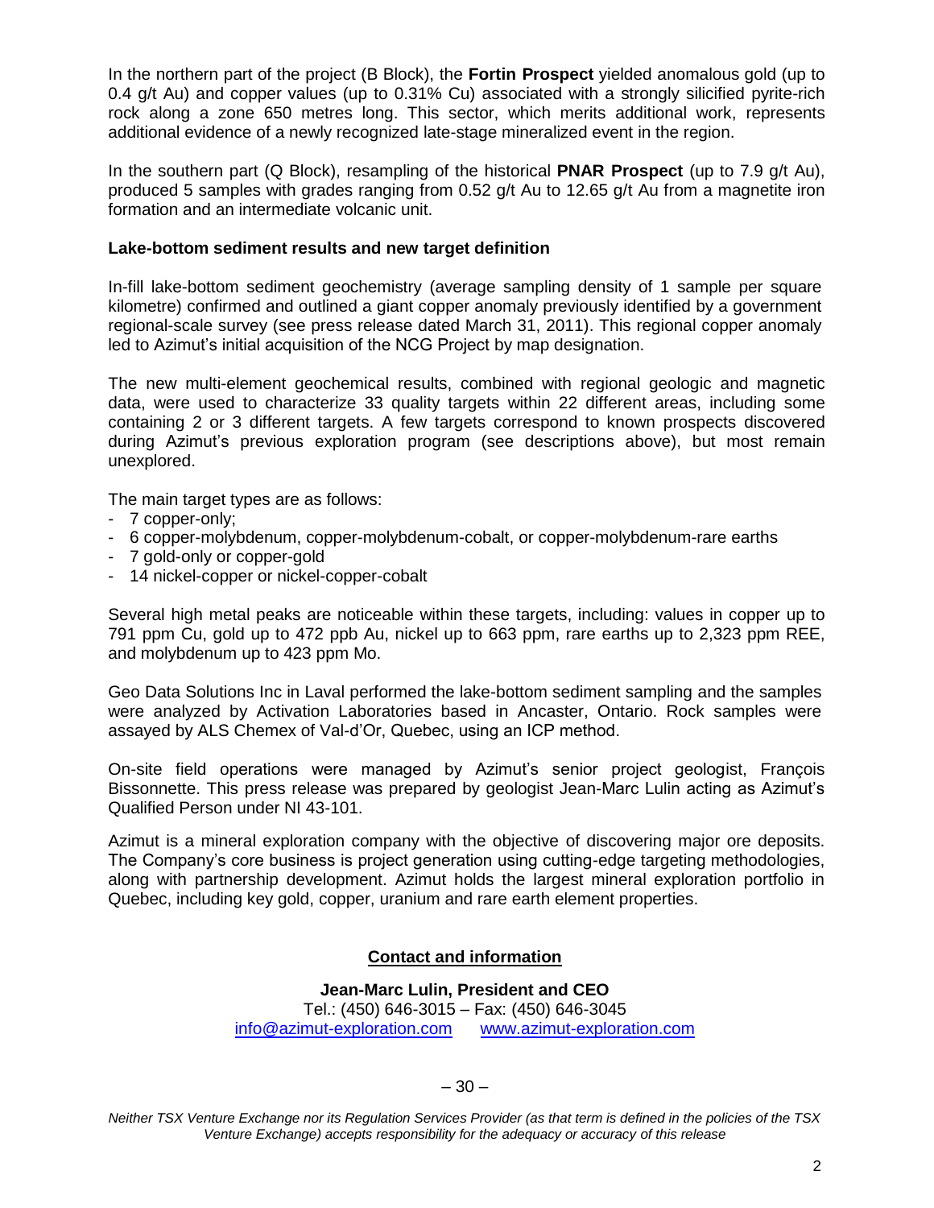In the northern part of the project (B Block), the **Fortin Prospect** yielded anomalous gold (up to 0.4 g/t Au) and copper values (up to 0.31% Cu) associated with a strongly silicified pyrite-rich rock along a zone 650 metres long. This sector, which merits additional work, represents additional evidence of a newly recognized late-stage mineralized event in the region.

In the southern part (Q Block), resampling of the historical **PNAR Prospect** (up to 7.9 g/t Au), produced 5 samples with grades ranging from 0.52 g/t Au to 12.65 g/t Au from a magnetite iron formation and an intermediate volcanic unit.

**Lake-bottom sediment results and new target definition**

In-fill lake-bottom sediment geochemistry (average sampling density of 1 sample per square kilometre) confirmed and outlined a giant copper anomaly previously identified by a government regional-scale survey (see press release dated March 31, 2011). This regional copper anomaly led to Azimut's initial acquisition of the NCG Project by map designation.

The new multi-element geochemical results, combined with regional geologic and magnetic data, were used to characterize 33 quality targets within 22 different areas, including some containing 2 or 3 different targets. A few targets correspond to known prospects discovered during Azimut's previous exploration program (see descriptions above), but most remain unexplored.

The main target types are as follows:

- 7 copper-only;
- 6 copper-molybdenum, copper-molybdenum-cobalt, or copper-molybdenum-rare earths
- 7 gold-only or copper-gold
- 14 nickel-copper or nickel-copper-cobalt

Several high metal peaks are noticeable within these targets, including: values in copper up to 791 ppm Cu, gold up to 472 ppb Au, nickel up to 663 ppm, rare earths up to 2,323 ppm REE, and molybdenum up to 423 ppm Mo.

Geo Data Solutions Inc in Laval performed the lake-bottom sediment sampling and the samples were analyzed by Activation Laboratories based in Ancaster, Ontario. Rock samples were assayed by ALS Chemex of Val-d'Or, Quebec, using an ICP method.

On-site field operations were managed by Azimut's senior project geologist, François Bissonnette. This press release was prepared by geologist Jean-Marc Lulin acting as Azimut's Qualified Person under NI 43-101.

Azimut is a mineral exploration company with the objective of discovering major ore deposits. The Company's core business is project generation using cutting-edge targeting methodologies, along with partnership development. Azimut holds the largest mineral exploration portfolio in Quebec, including key gold, copper, uranium and rare earth element properties.

**Contact and information**

**Jean-Marc Lulin, President and CEO**
Tel.: (450) 646-3015 – Fax: (450) 646-3045
info@azimut-exploration.com    www.azimut-exploration.com

– 30 –

*Neither TSX Venture Exchange nor its Regulation Services Provider (as that term is defined in the policies of the TSX Venture Exchange) accepts responsibility for the adequacy or accuracy of this release*